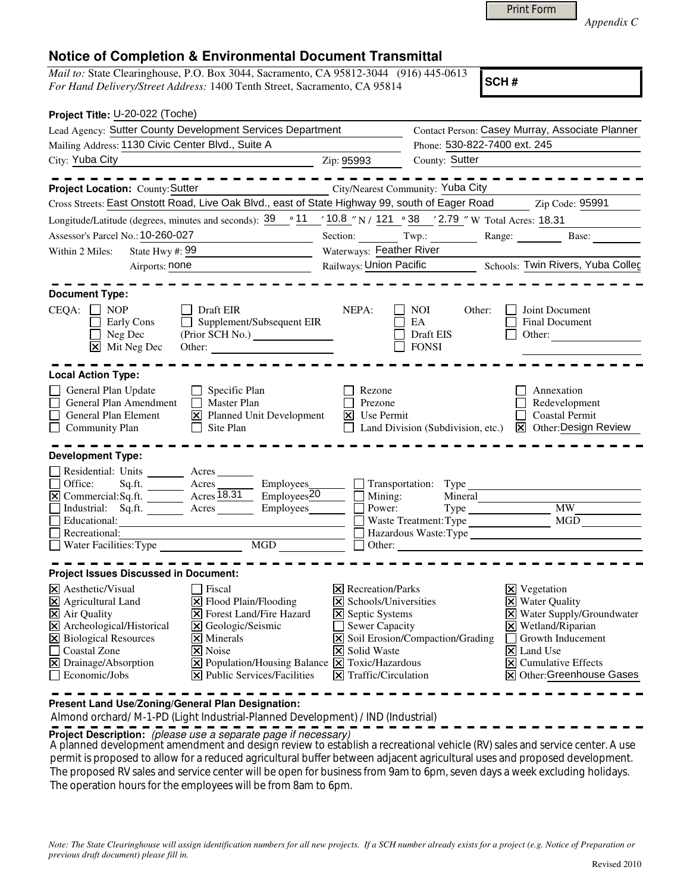Print Form

*Appendix C*

# Notice of Completion & Environmental Document Transmittal

*Mail to:* State Clearinghouse, P.O. Box 3044, Sacramento, CA 95812-3044 (916) 445-0613
*For Hand Delivery/Street Address:* 1400 Tenth Street, Sacramento, CA 95814

**SCH #**

**Project Title:** U-20-022 (Toche)

Lead Agency: Sutter County Development Services Department
Contact Person: Casey Murray, Associate Planner
Mailing Address: 1130 Civic Center Blvd., Suite A
Phone: 530-822-7400 ext. 245
City: Yuba City
Zip: 95993
County: Sutter

---

**Project Location:** County: Sutter
City/Nearest Community: Yuba City
Cross Streets: East Onstott Road, Live Oak Blvd., east of State Highway 99, south of Eager Road
Zip Code: 95991
Longitude/Latitude (degrees, minutes and seconds): 39 ° 11 ′ 10.8 ″ N / 121 ° 38 ′ 2.79 ″ W Total Acres: 18.31
Assessor's Parcel No.: 10-260-027
Section: ______ Twp.: ______ Range: ______ Base: ______
Within 2 Miles: State Hwy #: 99
Waterways: Feather River
Airports: none
Railways: Union Pacific
Schools: Twin Rivers, Yuba Colleg

---

**Document Type:**

CEQA:
- [ ] NOP
- [ ] Early Cons
- [ ] Neg Dec
- [x] Mit Neg Dec
- [ ] Draft EIR
- [ ] Supplement/Subsequent EIR (Prior SCH No.) ______
- Other: ______

NEPA:
- [ ] NOI
- [ ] EA
- [ ] Draft EIS
- [ ] FONSI

Other:
- [ ] Joint Document
- [ ] Final Document
- [ ] Other: ______

---

**Local Action Type:**

- [ ] General Plan Update
- [ ] General Plan Amendment
- [ ] General Plan Element
- [ ] Community Plan
- [ ] Specific Plan
- [ ] Master Plan
- [x] Planned Unit Development
- [ ] Site Plan
- [ ] Rezone
- [ ] Prezone
- [x] Use Permit
- [ ] Land Division (Subdivision, etc.)
- [ ] Annexation
- [ ] Redevelopment
- [ ] Coastal Permit
- [x] Other: Design Review

---

**Development Type:**

- [ ] Residential: Units ______ Acres ______
- [ ] Office: Sq.ft. ______ Acres ______ Employees ______
- [x] Commercial: Sq.ft. ______ Acres 18.31 Employees 20
- [ ] Industrial: Sq.ft. ______ Acres ______ Employees ______
- [ ] Educational: ______
- [ ] Recreational: ______
- [ ] Water Facilities: Type ______ MGD ______
- [ ] Transportation: Type ______
- [ ] Mining: Mineral ______
- [ ] Power: Type ______ MW ______
- [ ] Waste Treatment: Type ______ MGD ______
- [ ] Hazardous Waste: Type ______
- [ ] Other: ______

---

**Project Issues Discussed in Document:**

- [x] Aesthetic/Visual
- [x] Agricultural Land
- [x] Air Quality
- [x] Archeological/Historical
- [x] Biological Resources
- [ ] Coastal Zone
- [x] Drainage/Absorption
- [ ] Economic/Jobs
- [ ] Fiscal
- [x] Flood Plain/Flooding
- [x] Forest Land/Fire Hazard
- [x] Geologic/Seismic
- [x] Minerals
- [x] Noise
- [x] Population/Housing Balance
- [x] Public Services/Facilities
- [x] Recreation/Parks
- [x] Schools/Universities
- [x] Septic Systems
- [ ] Sewer Capacity
- [x] Soil Erosion/Compaction/Grading
- [x] Solid Waste
- [x] Toxic/Hazardous
- [x] Traffic/Circulation
- [x] Vegetation
- [x] Water Quality
- [x] Water Supply/Groundwater
- [x] Wetland/Riparian
- [ ] Growth Inducement
- [x] Land Use
- [x] Cumulative Effects
- [x] Other: Greenhouse Gases

---

**Present Land Use/Zoning/General Plan Designation:**

Almond orchard/ M-1-PD (Light Industrial-Planned Development) / IND (Industrial)

**Project Description:** *(please use a separate page if necessary)*

A planned development amendment and design review to establish a recreational vehicle (RV) sales and service center. A use permit is proposed to allow for a reduced agricultural buffer between adjacent agricultural uses and proposed development. The proposed RV sales and service center will be open for business from 9am to 6pm, seven days a week excluding holidays. The operation hours for the employees will be from 8am to 6pm.

*Note: The State Clearinghouse will assign identification numbers for all new projects. If a SCH number already exists for a project (e.g. Notice of Preparation or previous draft document) please fill in.*

Revised 2010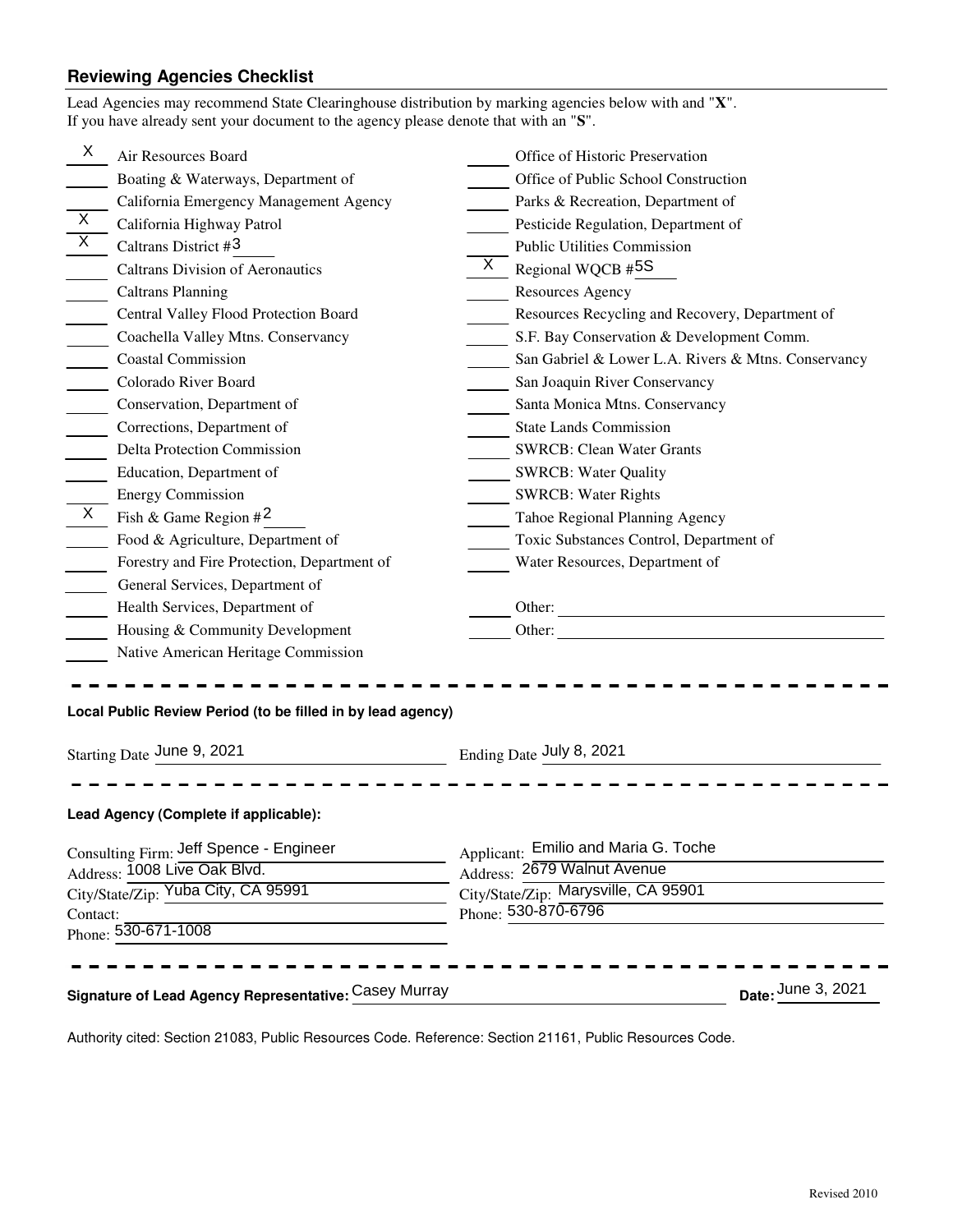## Reviewing Agencies Checklist

Lead Agencies may recommend State Clearinghouse distribution by marking agencies below with and "**X**".
If you have already sent your document to the agency please denote that with an "**S**".

| | | | |
|---|---|---|---|
| X | Air Resources Board | | Office of Historic Preservation |
| | Boating & Waterways, Department of | | Office of Public School Construction |
| | California Emergency Management Agency | | Parks & Recreation, Department of |
| X | California Highway Patrol | | Pesticide Regulation, Department of |
| X | Caltrans District #3 | | Public Utilities Commission |
| | Caltrans Division of Aeronautics | X | Regional WQCB #5S |
| | Caltrans Planning | | Resources Agency |
| | Central Valley Flood Protection Board | | Resources Recycling and Recovery, Department of |
| | Coachella Valley Mtns. Conservancy | | S.F. Bay Conservation & Development Comm. |
| | Coastal Commission | | San Gabriel & Lower L.A. Rivers & Mtns. Conservancy |
| | Colorado River Board | | San Joaquin River Conservancy |
| | Conservation, Department of | | Santa Monica Mtns. Conservancy |
| | Corrections, Department of | | State Lands Commission |
| | Delta Protection Commission | | SWRCB: Clean Water Grants |
| | Education, Department of | | SWRCB: Water Quality |
| | Energy Commission | | SWRCB: Water Rights |
| X | Fish & Game Region #2 | | Tahoe Regional Planning Agency |
| | Food & Agriculture, Department of | | Toxic Substances Control, Department of |
| | Forestry and Fire Protection, Department of | | Water Resources, Department of |
| | General Services, Department of | | |
| | Health Services, Department of | | Other: |
| | Housing & Community Development | | Other: |
| | Native American Heritage Commission | | |

**Local Public Review Period (to be filled in by lead agency)**

Starting Date June 9, 2021 Ending Date July 8, 2021

**Lead Agency (Complete if applicable):**

Consulting Firm: Jeff Spence - Engineer
Address: 1008 Live Oak Blvd.
City/State/Zip: Yuba City, CA 95991
Contact:
Phone: 530-671-1008

Applicant: Emilio and Maria G. Toche
Address: 2679 Walnut Avenue
City/State/Zip: Marysville, CA 95901
Phone: 530-870-6796

**Signature of Lead Agency Representative:** Casey Murray **Date:** June 3, 2021

Authority cited: Section 21083, Public Resources Code. Reference: Section 21161, Public Resources Code.

Revised 2010